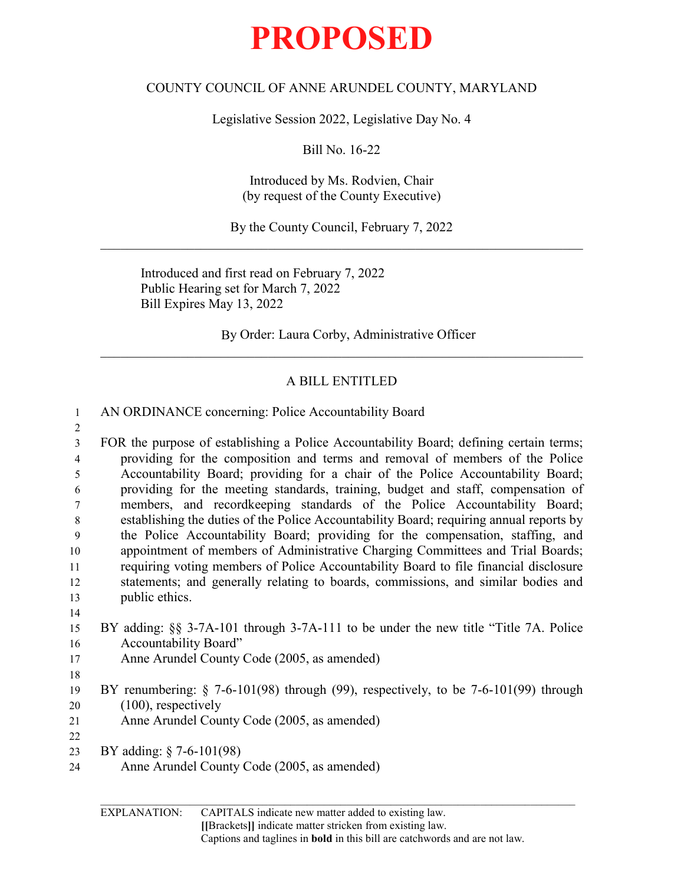# PROPOSED

COUNTY COUNCIL OF ANNE ARUNDEL COUNTY, MARYLAND

Legislative Session 2022, Legislative Day No. 4

Bill No. 16-22

Introduced by Ms. Rodvien, Chair
(by request of the County Executive)

By the County Council, February 7, 2022

---

Introduced and first read on February 7, 2022
Public Hearing set for March 7, 2022
Bill Expires May 13, 2022

By Order: Laura Corby, Administrative Officer

---

A BILL ENTITLED

1 AN ORDINANCE concerning: Police Accountability Board
2
3 FOR the purpose of establishing a Police Accountability Board; defining certain terms;
4 providing for the composition and terms and removal of members of the Police
5 Accountability Board; providing for a chair of the Police Accountability Board;
6 providing for the meeting standards, training, budget and staff, compensation of
7 members, and recordkeeping standards of the Police Accountability Board;
8 establishing the duties of the Police Accountability Board; requiring annual reports by
9 the Police Accountability Board; providing for the compensation, staffing, and
10 appointment of members of Administrative Charging Committees and Trial Boards;
11 requiring voting members of Police Accountability Board to file financial disclosure
12 statements; and generally relating to boards, commissions, and similar bodies and
13 public ethics.
14
15 BY adding: §§ 3-7A-101 through 3-7A-111 to be under the new title "Title 7A. Police
16 Accountability Board"
17 Anne Arundel County Code (2005, as amended)
18
19 BY renumbering: § 7-6-101(98) through (99), respectively, to be 7-6-101(99) through
20 (100), respectively
21 Anne Arundel County Code (2005, as amended)
22
23 BY adding: § 7-6-101(98)
24 Anne Arundel County Code (2005, as amended)

---

EXPLANATION: CAPITALS indicate new matter added to existing law.
[[Brackets]] indicate matter stricken from existing law.
Captions and taglines in **bold** in this bill are catchwords and are not law.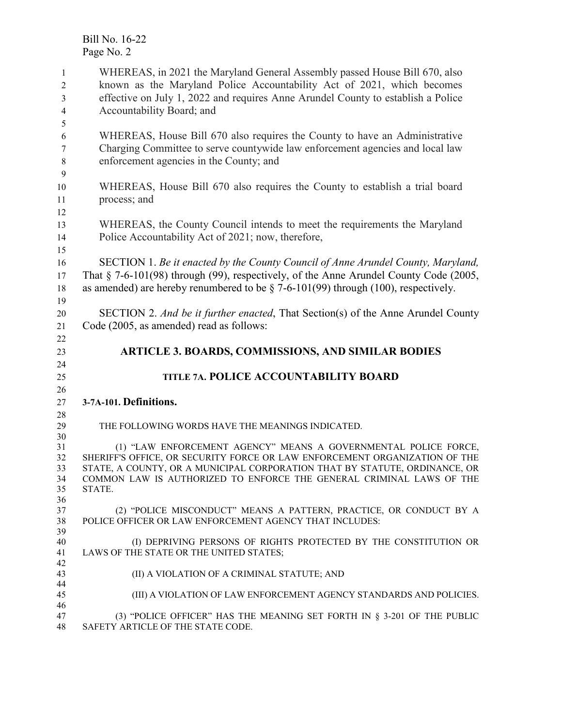WHEREAS, in 2021 the Maryland General Assembly passed House Bill 670, also known as the Maryland Police Accountability Act of 2021, which becomes effective on July 1, 2022 and requires Anne Arundel County to establish a Police Accountability Board; and

WHEREAS, House Bill 670 also requires the County to have an Administrative Charging Committee to serve countywide law enforcement agencies and local law enforcement agencies in the County; and

WHEREAS, House Bill 670 also requires the County to establish a trial board process; and

WHEREAS, the County Council intends to meet the requirements the Maryland Police Accountability Act of 2021; now, therefore,

SECTION 1. *Be it enacted by the County Council of Anne Arundel County, Maryland,* That § 7-6-101(98) through (99), respectively, of the Anne Arundel County Code (2005, as amended) are hereby renumbered to be § 7-6-101(99) through (100), respectively.

SECTION 2. *And be it further enacted*, That Section(s) of the Anne Arundel County Code (2005, as amended) read as follows:

## ARTICLE 3. BOARDS, COMMISSIONS, AND SIMILAR BODIES

## TITLE 7A. POLICE ACCOUNTABILITY BOARD

### 3-7A-101. Definitions.

THE FOLLOWING WORDS HAVE THE MEANINGS INDICATED.

(1) "LAW ENFORCEMENT AGENCY" MEANS A GOVERNMENTAL POLICE FORCE, SHERIFF'S OFFICE, OR SECURITY FORCE OR LAW ENFORCEMENT ORGANIZATION OF THE STATE, A COUNTY, OR A MUNICIPAL CORPORATION THAT BY STATUTE, ORDINANCE, OR COMMON LAW IS AUTHORIZED TO ENFORCE THE GENERAL CRIMINAL LAWS OF THE STATE.

(2) "POLICE MISCONDUCT" MEANS A PATTERN, PRACTICE, OR CONDUCT BY A POLICE OFFICER OR LAW ENFORCEMENT AGENCY THAT INCLUDES:

(I) DEPRIVING PERSONS OF RIGHTS PROTECTED BY THE CONSTITUTION OR LAWS OF THE STATE OR THE UNITED STATES;

(II) A VIOLATION OF A CRIMINAL STATUTE; AND

(III) A VIOLATION OF LAW ENFORCEMENT AGENCY STANDARDS AND POLICIES.

(3) "POLICE OFFICER" HAS THE MEANING SET FORTH IN § 3-201 OF THE PUBLIC SAFETY ARTICLE OF THE STATE CODE.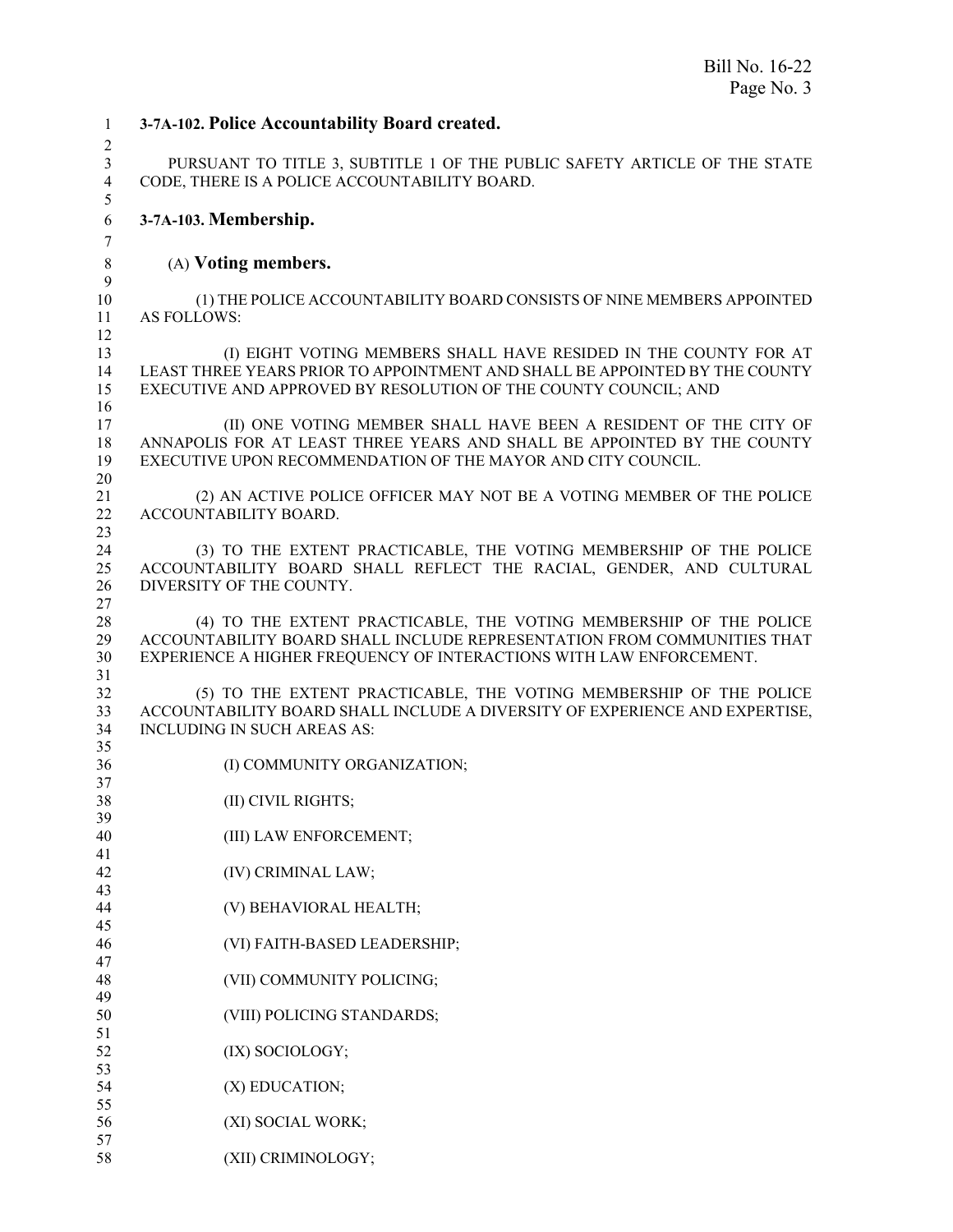**3-7A-102. Police Accountability Board created.**

PURSUANT TO TITLE 3, SUBTITLE 1 OF THE PUBLIC SAFETY ARTICLE OF THE STATE CODE, THERE IS A POLICE ACCOUNTABILITY BOARD.

**3-7A-103. Membership.**

(A) **Voting members.**

(1) THE POLICE ACCOUNTABILITY BOARD CONSISTS OF NINE MEMBERS APPOINTED AS FOLLOWS:

(I) EIGHT VOTING MEMBERS SHALL HAVE RESIDED IN THE COUNTY FOR AT LEAST THREE YEARS PRIOR TO APPOINTMENT AND SHALL BE APPOINTED BY THE COUNTY EXECUTIVE AND APPROVED BY RESOLUTION OF THE COUNTY COUNCIL; AND

(II) ONE VOTING MEMBER SHALL HAVE BEEN A RESIDENT OF THE CITY OF ANNAPOLIS FOR AT LEAST THREE YEARS AND SHALL BE APPOINTED BY THE COUNTY EXECUTIVE UPON RECOMMENDATION OF THE MAYOR AND CITY COUNCIL.

(2) AN ACTIVE POLICE OFFICER MAY NOT BE A VOTING MEMBER OF THE POLICE ACCOUNTABILITY BOARD.

(3) TO THE EXTENT PRACTICABLE, THE VOTING MEMBERSHIP OF THE POLICE ACCOUNTABILITY BOARD SHALL REFLECT THE RACIAL, GENDER, AND CULTURAL DIVERSITY OF THE COUNTY.

(4) TO THE EXTENT PRACTICABLE, THE VOTING MEMBERSHIP OF THE POLICE ACCOUNTABILITY BOARD SHALL INCLUDE REPRESENTATION FROM COMMUNITIES THAT EXPERIENCE A HIGHER FREQUENCY OF INTERACTIONS WITH LAW ENFORCEMENT.

(5) TO THE EXTENT PRACTICABLE, THE VOTING MEMBERSHIP OF THE POLICE ACCOUNTABILITY BOARD SHALL INCLUDE A DIVERSITY OF EXPERIENCE AND EXPERTISE, INCLUDING IN SUCH AREAS AS:

(I) COMMUNITY ORGANIZATION;

(II) CIVIL RIGHTS;

(III) LAW ENFORCEMENT;

(IV) CRIMINAL LAW;

(V) BEHAVIORAL HEALTH;

(VI) FAITH-BASED LEADERSHIP;

(VII) COMMUNITY POLICING;

(VIII) POLICING STANDARDS;

(IX) SOCIOLOGY;

(X) EDUCATION;

(XI) SOCIAL WORK;

(XII) CRIMINOLOGY;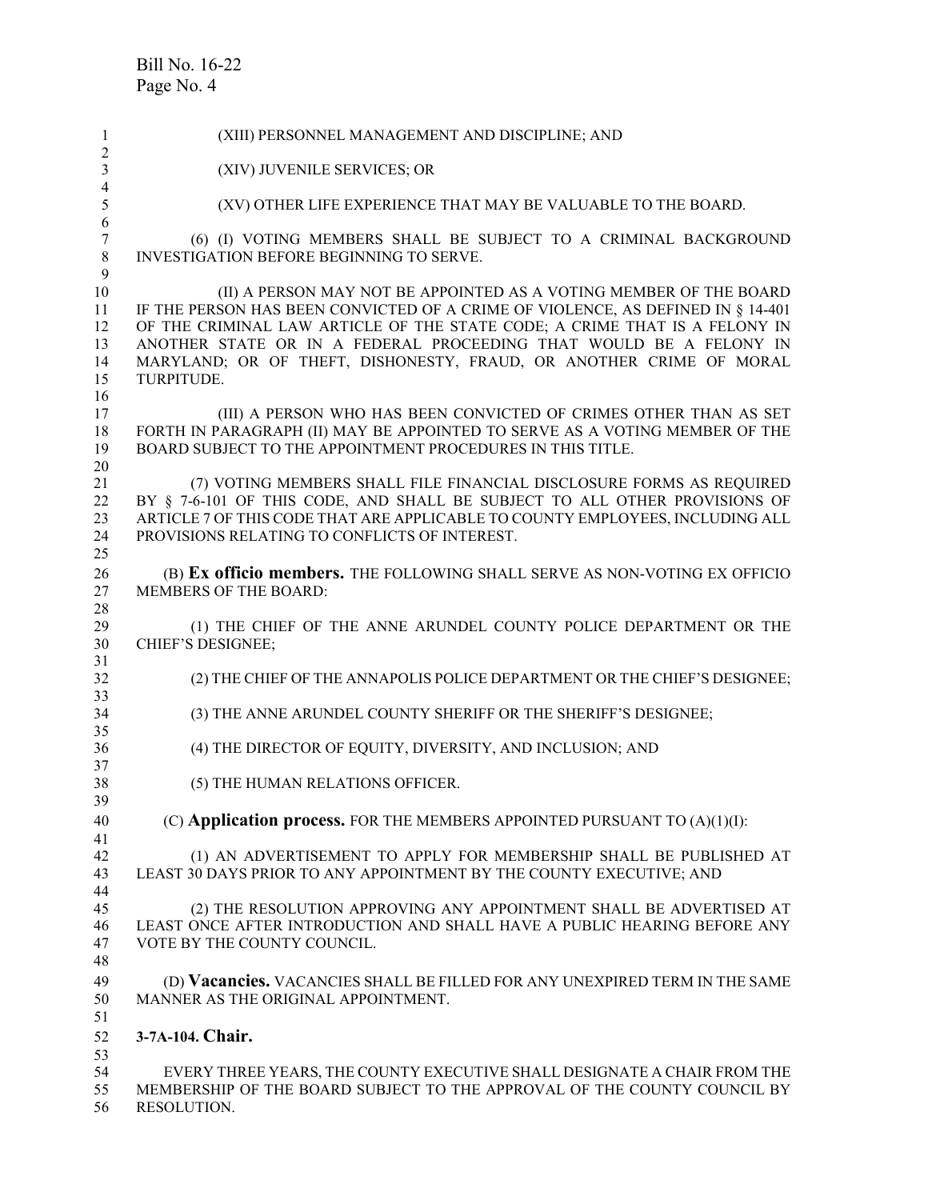(XIII) PERSONNEL MANAGEMENT AND DISCIPLINE; AND

(XIV) JUVENILE SERVICES; OR

(XV) OTHER LIFE EXPERIENCE THAT MAY BE VALUABLE TO THE BOARD.

(6) (I) VOTING MEMBERS SHALL BE SUBJECT TO A CRIMINAL BACKGROUND INVESTIGATION BEFORE BEGINNING TO SERVE.

(II) A PERSON MAY NOT BE APPOINTED AS A VOTING MEMBER OF THE BOARD IF THE PERSON HAS BEEN CONVICTED OF A CRIME OF VIOLENCE, AS DEFINED IN § 14-401 OF THE CRIMINAL LAW ARTICLE OF THE STATE CODE; A CRIME THAT IS A FELONY IN ANOTHER STATE OR IN A FEDERAL PROCEEDING THAT WOULD BE A FELONY IN MARYLAND; OR OF THEFT, DISHONESTY, FRAUD, OR ANOTHER CRIME OF MORAL TURPITUDE.

(III) A PERSON WHO HAS BEEN CONVICTED OF CRIMES OTHER THAN AS SET FORTH IN PARAGRAPH (II) MAY BE APPOINTED TO SERVE AS A VOTING MEMBER OF THE BOARD SUBJECT TO THE APPOINTMENT PROCEDURES IN THIS TITLE.

(7) VOTING MEMBERS SHALL FILE FINANCIAL DISCLOSURE FORMS AS REQUIRED BY § 7-6-101 OF THIS CODE, AND SHALL BE SUBJECT TO ALL OTHER PROVISIONS OF ARTICLE 7 OF THIS CODE THAT ARE APPLICABLE TO COUNTY EMPLOYEES, INCLUDING ALL PROVISIONS RELATING TO CONFLICTS OF INTEREST.

(B) **Ex officio members.** THE FOLLOWING SHALL SERVE AS NON-VOTING EX OFFICIO MEMBERS OF THE BOARD:

(1) THE CHIEF OF THE ANNE ARUNDEL COUNTY POLICE DEPARTMENT OR THE CHIEF'S DESIGNEE;

(2) THE CHIEF OF THE ANNAPOLIS POLICE DEPARTMENT OR THE CHIEF'S DESIGNEE;

(3) THE ANNE ARUNDEL COUNTY SHERIFF OR THE SHERIFF'S DESIGNEE;

(4) THE DIRECTOR OF EQUITY, DIVERSITY, AND INCLUSION; AND

(5) THE HUMAN RELATIONS OFFICER.

(C) **Application process.** FOR THE MEMBERS APPOINTED PURSUANT TO (A)(1)(I):

(1) AN ADVERTISEMENT TO APPLY FOR MEMBERSHIP SHALL BE PUBLISHED AT LEAST 30 DAYS PRIOR TO ANY APPOINTMENT BY THE COUNTY EXECUTIVE; AND

(2) THE RESOLUTION APPROVING ANY APPOINTMENT SHALL BE ADVERTISED AT LEAST ONCE AFTER INTRODUCTION AND SHALL HAVE A PUBLIC HEARING BEFORE ANY VOTE BY THE COUNTY COUNCIL.

(D) **Vacancies.** VACANCIES SHALL BE FILLED FOR ANY UNEXPIRED TERM IN THE SAME MANNER AS THE ORIGINAL APPOINTMENT.

**3-7A-104. Chair.**

EVERY THREE YEARS, THE COUNTY EXECUTIVE SHALL DESIGNATE A CHAIR FROM THE MEMBERSHIP OF THE BOARD SUBJECT TO THE APPROVAL OF THE COUNTY COUNCIL BY RESOLUTION.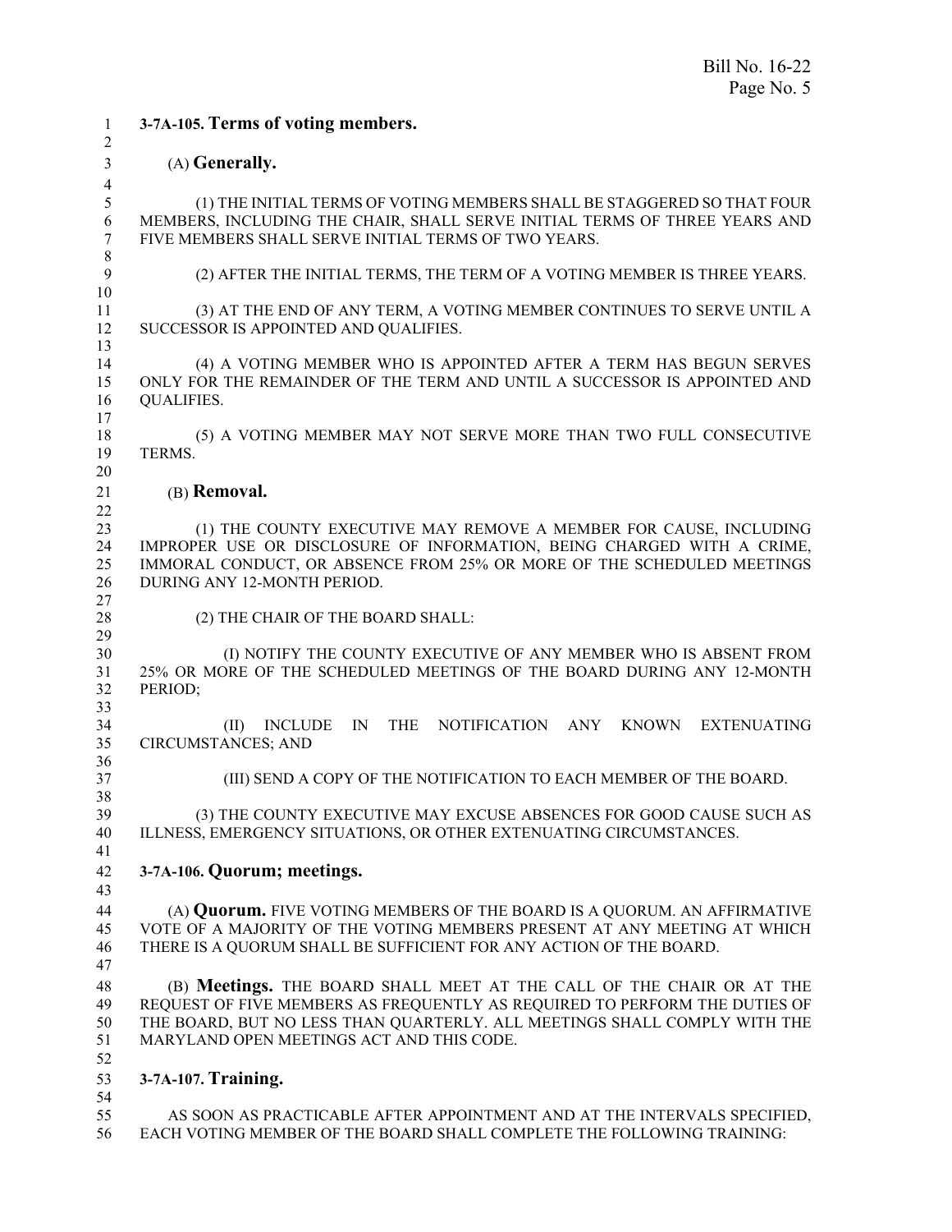### 3-7A-105. Terms of voting members.

(A) **Generally.**

(1) THE INITIAL TERMS OF VOTING MEMBERS SHALL BE STAGGERED SO THAT FOUR MEMBERS, INCLUDING THE CHAIR, SHALL SERVE INITIAL TERMS OF THREE YEARS AND FIVE MEMBERS SHALL SERVE INITIAL TERMS OF TWO YEARS.

(2) AFTER THE INITIAL TERMS, THE TERM OF A VOTING MEMBER IS THREE YEARS.

(3) AT THE END OF ANY TERM, A VOTING MEMBER CONTINUES TO SERVE UNTIL A SUCCESSOR IS APPOINTED AND QUALIFIES.

(4) A VOTING MEMBER WHO IS APPOINTED AFTER A TERM HAS BEGUN SERVES ONLY FOR THE REMAINDER OF THE TERM AND UNTIL A SUCCESSOR IS APPOINTED AND QUALIFIES.

(5) A VOTING MEMBER MAY NOT SERVE MORE THAN TWO FULL CONSECUTIVE TERMS.

(B) **Removal.**

(1) THE COUNTY EXECUTIVE MAY REMOVE A MEMBER FOR CAUSE, INCLUDING IMPROPER USE OR DISCLOSURE OF INFORMATION, BEING CHARGED WITH A CRIME, IMMORAL CONDUCT, OR ABSENCE FROM 25% OR MORE OF THE SCHEDULED MEETINGS DURING ANY 12-MONTH PERIOD.

(2) THE CHAIR OF THE BOARD SHALL:

(I) NOTIFY THE COUNTY EXECUTIVE OF ANY MEMBER WHO IS ABSENT FROM 25% OR MORE OF THE SCHEDULED MEETINGS OF THE BOARD DURING ANY 12-MONTH PERIOD;

(II) INCLUDE IN THE NOTIFICATION ANY KNOWN EXTENUATING CIRCUMSTANCES; AND

(III) SEND A COPY OF THE NOTIFICATION TO EACH MEMBER OF THE BOARD.

(3) THE COUNTY EXECUTIVE MAY EXCUSE ABSENCES FOR GOOD CAUSE SUCH AS ILLNESS, EMERGENCY SITUATIONS, OR OTHER EXTENUATING CIRCUMSTANCES.

### 3-7A-106. Quorum; meetings.

(A) **Quorum.** FIVE VOTING MEMBERS OF THE BOARD IS A QUORUM. AN AFFIRMATIVE VOTE OF A MAJORITY OF THE VOTING MEMBERS PRESENT AT ANY MEETING AT WHICH THERE IS A QUORUM SHALL BE SUFFICIENT FOR ANY ACTION OF THE BOARD.

(B) **Meetings.** THE BOARD SHALL MEET AT THE CALL OF THE CHAIR OR AT THE REQUEST OF FIVE MEMBERS AS FREQUENTLY AS REQUIRED TO PERFORM THE DUTIES OF THE BOARD, BUT NO LESS THAN QUARTERLY. ALL MEETINGS SHALL COMPLY WITH THE MARYLAND OPEN MEETINGS ACT AND THIS CODE.

### 3-7A-107. Training.

AS SOON AS PRACTICABLE AFTER APPOINTMENT AND AT THE INTERVALS SPECIFIED, EACH VOTING MEMBER OF THE BOARD SHALL COMPLETE THE FOLLOWING TRAINING: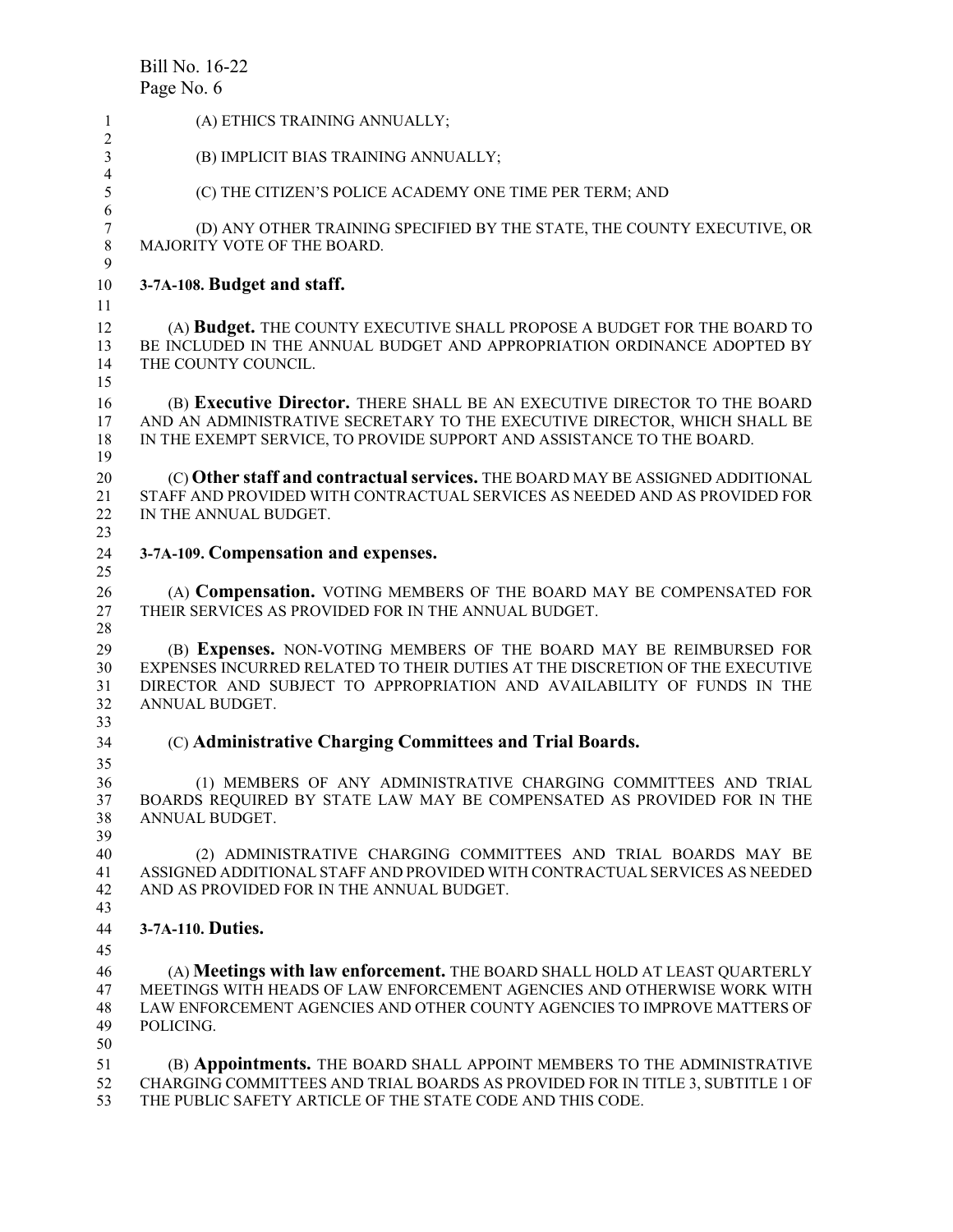(A) ETHICS TRAINING ANNUALLY;

(B) IMPLICIT BIAS TRAINING ANNUALLY;

(C) THE CITIZEN'S POLICE ACADEMY ONE TIME PER TERM; AND

(D) ANY OTHER TRAINING SPECIFIED BY THE STATE, THE COUNTY EXECUTIVE, OR MAJORITY VOTE OF THE BOARD.

**3-7A-108. Budget and staff.**

(A) **Budget.** THE COUNTY EXECUTIVE SHALL PROPOSE A BUDGET FOR THE BOARD TO BE INCLUDED IN THE ANNUAL BUDGET AND APPROPRIATION ORDINANCE ADOPTED BY THE COUNTY COUNCIL.

(B) **Executive Director.** THERE SHALL BE AN EXECUTIVE DIRECTOR TO THE BOARD AND AN ADMINISTRATIVE SECRETARY TO THE EXECUTIVE DIRECTOR, WHICH SHALL BE IN THE EXEMPT SERVICE, TO PROVIDE SUPPORT AND ASSISTANCE TO THE BOARD.

(C) **Other staff and contractual services.** THE BOARD MAY BE ASSIGNED ADDITIONAL STAFF AND PROVIDED WITH CONTRACTUAL SERVICES AS NEEDED AND AS PROVIDED FOR IN THE ANNUAL BUDGET.

**3-7A-109. Compensation and expenses.**

(A) **Compensation.** VOTING MEMBERS OF THE BOARD MAY BE COMPENSATED FOR THEIR SERVICES AS PROVIDED FOR IN THE ANNUAL BUDGET.

(B) **Expenses.** NON-VOTING MEMBERS OF THE BOARD MAY BE REIMBURSED FOR EXPENSES INCURRED RELATED TO THEIR DUTIES AT THE DISCRETION OF THE EXECUTIVE DIRECTOR AND SUBJECT TO APPROPRIATION AND AVAILABILITY OF FUNDS IN THE ANNUAL BUDGET.

(C) **Administrative Charging Committees and Trial Boards.**

(1) MEMBERS OF ANY ADMINISTRATIVE CHARGING COMMITTEES AND TRIAL BOARDS REQUIRED BY STATE LAW MAY BE COMPENSATED AS PROVIDED FOR IN THE ANNUAL BUDGET.

(2) ADMINISTRATIVE CHARGING COMMITTEES AND TRIAL BOARDS MAY BE ASSIGNED ADDITIONAL STAFF AND PROVIDED WITH CONTRACTUAL SERVICES AS NEEDED AND AS PROVIDED FOR IN THE ANNUAL BUDGET.

**3-7A-110. Duties.**

(A) **Meetings with law enforcement.** THE BOARD SHALL HOLD AT LEAST QUARTERLY MEETINGS WITH HEADS OF LAW ENFORCEMENT AGENCIES AND OTHERWISE WORK WITH LAW ENFORCEMENT AGENCIES AND OTHER COUNTY AGENCIES TO IMPROVE MATTERS OF POLICING.

(B) **Appointments.** THE BOARD SHALL APPOINT MEMBERS TO THE ADMINISTRATIVE CHARGING COMMITTEES AND TRIAL BOARDS AS PROVIDED FOR IN TITLE 3, SUBTITLE 1 OF THE PUBLIC SAFETY ARTICLE OF THE STATE CODE AND THIS CODE.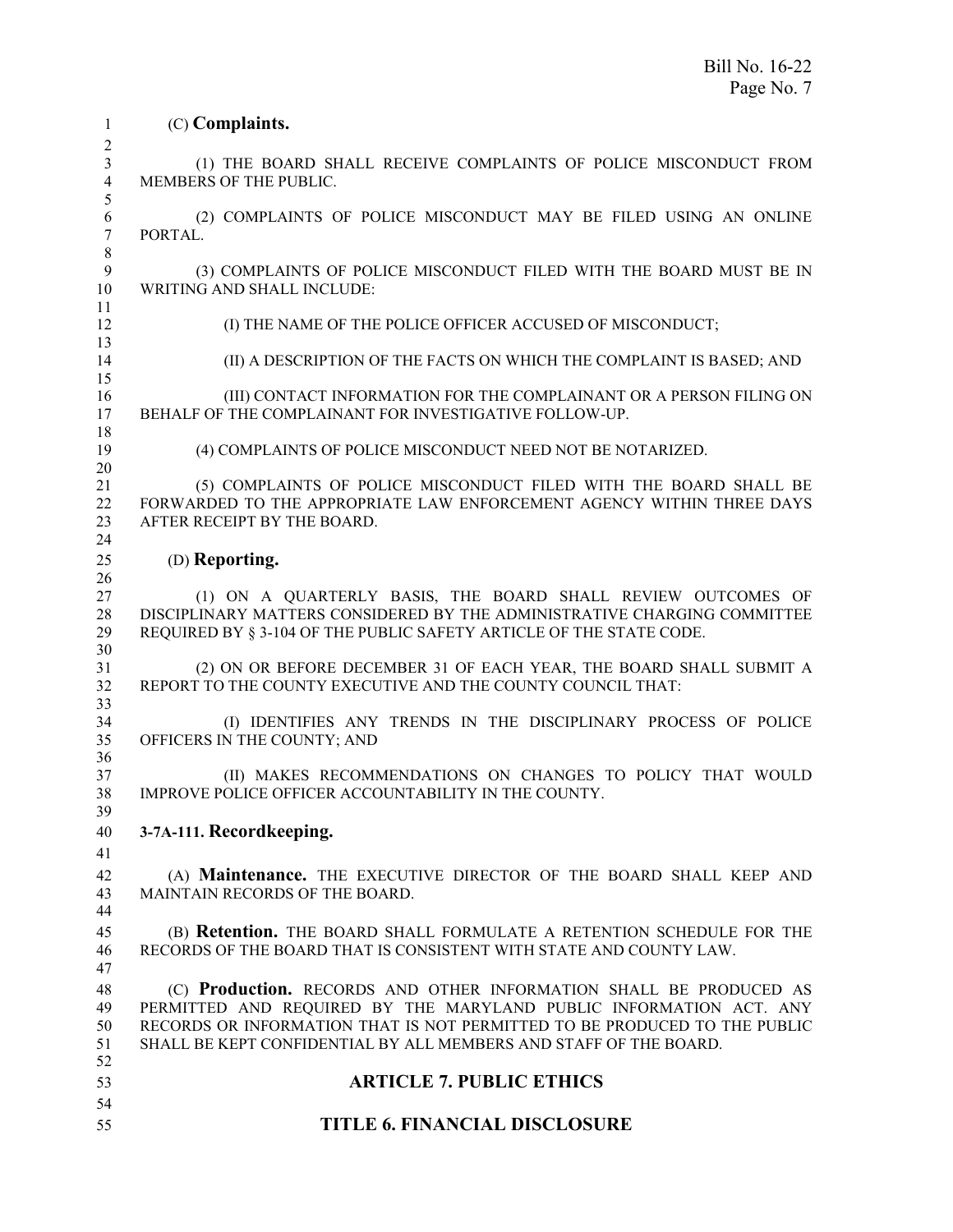(C) **Complaints.**

(1) THE BOARD SHALL RECEIVE COMPLAINTS OF POLICE MISCONDUCT FROM MEMBERS OF THE PUBLIC.

(2) COMPLAINTS OF POLICE MISCONDUCT MAY BE FILED USING AN ONLINE PORTAL.

(3) COMPLAINTS OF POLICE MISCONDUCT FILED WITH THE BOARD MUST BE IN WRITING AND SHALL INCLUDE:

(I) THE NAME OF THE POLICE OFFICER ACCUSED OF MISCONDUCT;

(II) A DESCRIPTION OF THE FACTS ON WHICH THE COMPLAINT IS BASED; AND

(III) CONTACT INFORMATION FOR THE COMPLAINANT OR A PERSON FILING ON BEHALF OF THE COMPLAINANT FOR INVESTIGATIVE FOLLOW-UP.

(4) COMPLAINTS OF POLICE MISCONDUCT NEED NOT BE NOTARIZED.

(5) COMPLAINTS OF POLICE MISCONDUCT FILED WITH THE BOARD SHALL BE FORWARDED TO THE APPROPRIATE LAW ENFORCEMENT AGENCY WITHIN THREE DAYS AFTER RECEIPT BY THE BOARD.

(D) **Reporting.**

(1) ON A QUARTERLY BASIS, THE BOARD SHALL REVIEW OUTCOMES OF DISCIPLINARY MATTERS CONSIDERED BY THE ADMINISTRATIVE CHARGING COMMITTEE REQUIRED BY § 3-104 OF THE PUBLIC SAFETY ARTICLE OF THE STATE CODE.

(2) ON OR BEFORE DECEMBER 31 OF EACH YEAR, THE BOARD SHALL SUBMIT A REPORT TO THE COUNTY EXECUTIVE AND THE COUNTY COUNCIL THAT:

(I) IDENTIFIES ANY TRENDS IN THE DISCIPLINARY PROCESS OF POLICE OFFICERS IN THE COUNTY; AND

(II) MAKES RECOMMENDATIONS ON CHANGES TO POLICY THAT WOULD IMPROVE POLICE OFFICER ACCOUNTABILITY IN THE COUNTY.

**3-7A-111. Recordkeeping.**

(A) **Maintenance.** THE EXECUTIVE DIRECTOR OF THE BOARD SHALL KEEP AND MAINTAIN RECORDS OF THE BOARD.

(B) **Retention.** THE BOARD SHALL FORMULATE A RETENTION SCHEDULE FOR THE RECORDS OF THE BOARD THAT IS CONSISTENT WITH STATE AND COUNTY LAW.

(C) **Production.** RECORDS AND OTHER INFORMATION SHALL BE PRODUCED AS PERMITTED AND REQUIRED BY THE MARYLAND PUBLIC INFORMATION ACT. ANY RECORDS OR INFORMATION THAT IS NOT PERMITTED TO BE PRODUCED TO THE PUBLIC SHALL BE KEPT CONFIDENTIAL BY ALL MEMBERS AND STAFF OF THE BOARD.

## ARTICLE 7. PUBLIC ETHICS

## TITLE 6. FINANCIAL DISCLOSURE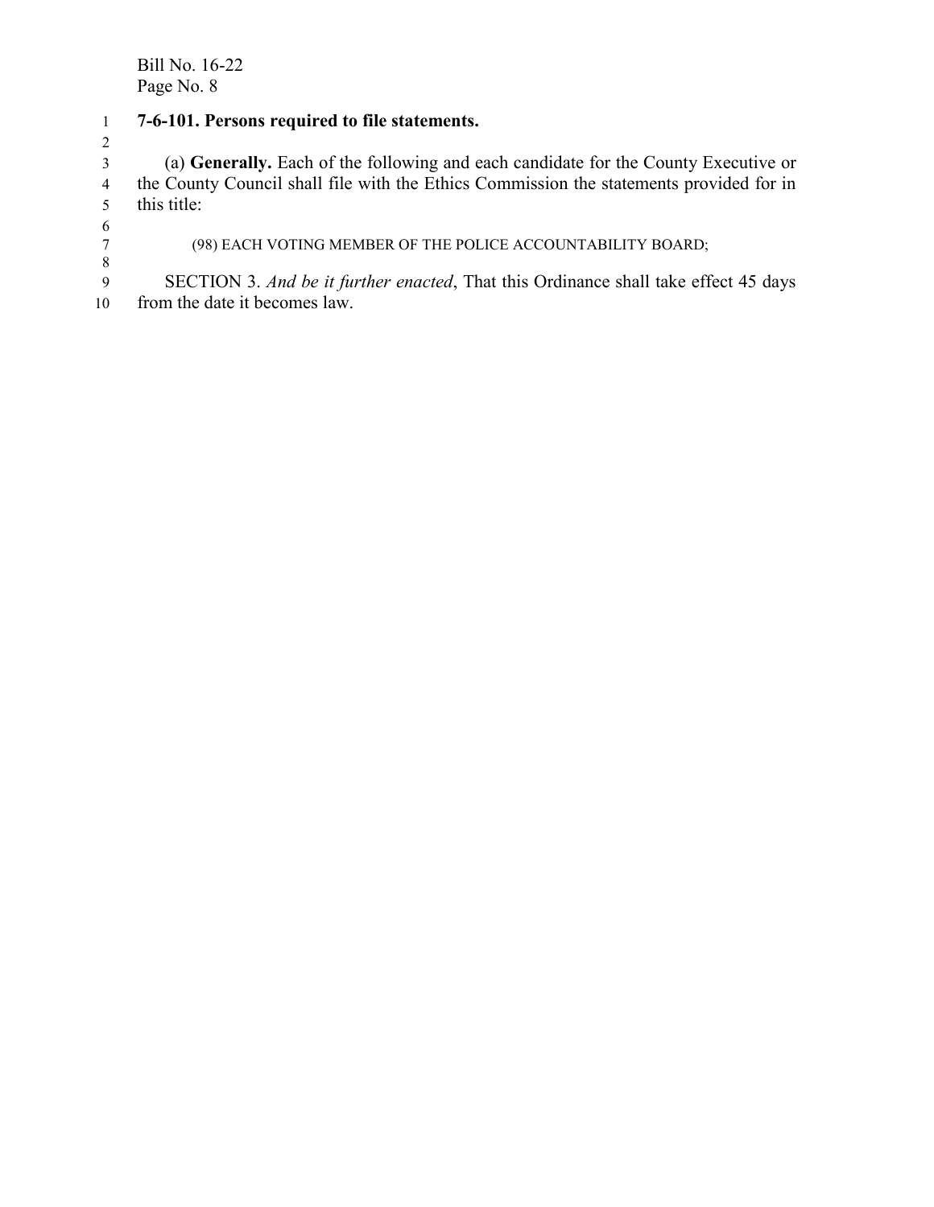**7-6-101. Persons required to file statements.**

(a) **Generally.** Each of the following and each candidate for the County Executive or the County Council shall file with the Ethics Commission the statements provided for in this title:

(98) EACH VOTING MEMBER OF THE POLICE ACCOUNTABILITY BOARD;

SECTION 3. *And be it further enacted*, That this Ordinance shall take effect 45 days from the date it becomes law.